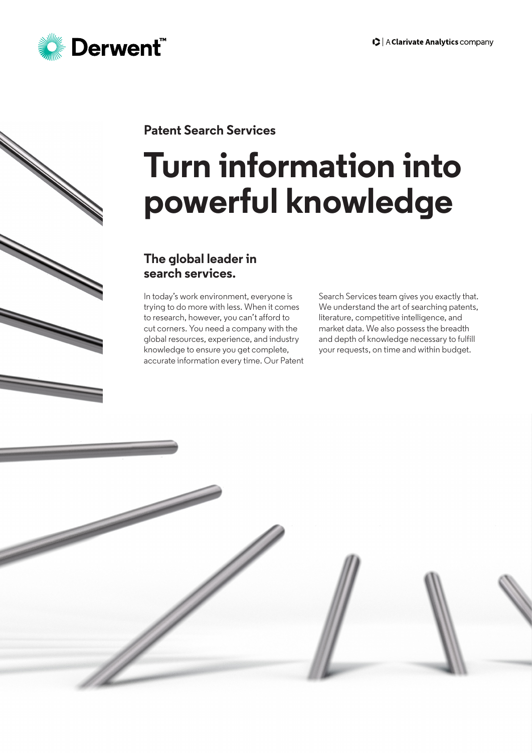Derwent™

A Clarivate Analytics company

Patent Search Services

# Turn information into powerful knowledge

## The global leader in search services.

In today's work environment, everyone is trying to do more with less. When it comes to research, however, you can't afford to cut corners. You need a company with the global resources, experience, and industry knowledge to ensure you get complete, accurate information every time. Our Patent Search Services team gives you exactly that. We understand the art of searching patents, literature, competitive intelligence, and market data. We also possess the breadth and depth of knowledge necessary to fulfill your requests, on time and within budget.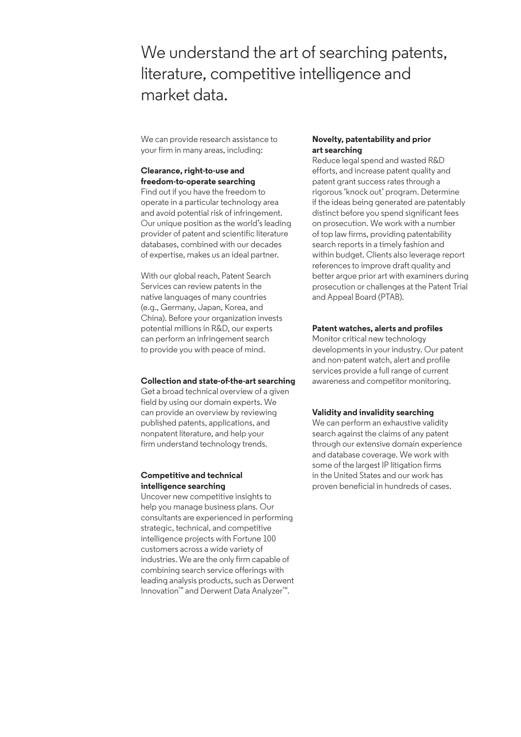# We understand the art of searching patents, literature, competitive intelligence and market data.

We can provide research assistance to your firm in many areas, including:

**Clearance, right-to-use and freedom-to-operate searching**

Find out if you have the freedom to operate in a particular technology area and avoid potential risk of infringement. Our unique position as the world's leading provider of patent and scientific literature databases, combined with our decades of expertise, makes us an ideal partner.

With our global reach, Patent Search Services can review patents in the native languages of many countries (e.g., Germany, Japan, Korea, and China). Before your organization invests potential millions in R&D, our experts can perform an infringement search to provide you with peace of mind.

**Collection and state-of-the-art searching**

Get a broad technical overview of a given field by using our domain experts. We can provide an overview by reviewing published patents, applications, and nonpatent literature, and help your firm understand technology trends.

**Competitive and technical intelligence searching**

Uncover new competitive insights to help you manage business plans. Our consultants are experienced in performing strategic, technical, and competitive intelligence projects with Fortune 100 customers across a wide variety of industries. We are the only firm capable of combining search service offerings with leading analysis products, such as Derwent Innovation™ and Derwent Data Analyzer™.

**Novelty, patentability and prior art searching**

Reduce legal spend and wasted R&D efforts, and increase patent quality and patent grant success rates through a rigorous 'knock out' program. Determine if the ideas being generated are patentably distinct before you spend significant fees on prosecution. We work with a number of top law firms, providing patentability search reports in a timely fashion and within budget. Clients also leverage report references to improve draft quality and better argue prior art with examiners during prosecution or challenges at the Patent Trial and Appeal Board (PTAB).

**Patent watches, alerts and profiles**

Monitor critical new technology developments in your industry. Our patent and non-patent watch, alert and profile services provide a full range of current awareness and competitor monitoring.

**Validity and invalidity searching**

We can perform an exhaustive validity search against the claims of any patent through our extensive domain experience and database coverage. We work with some of the largest IP litigation firms in the United States and our work has proven beneficial in hundreds of cases.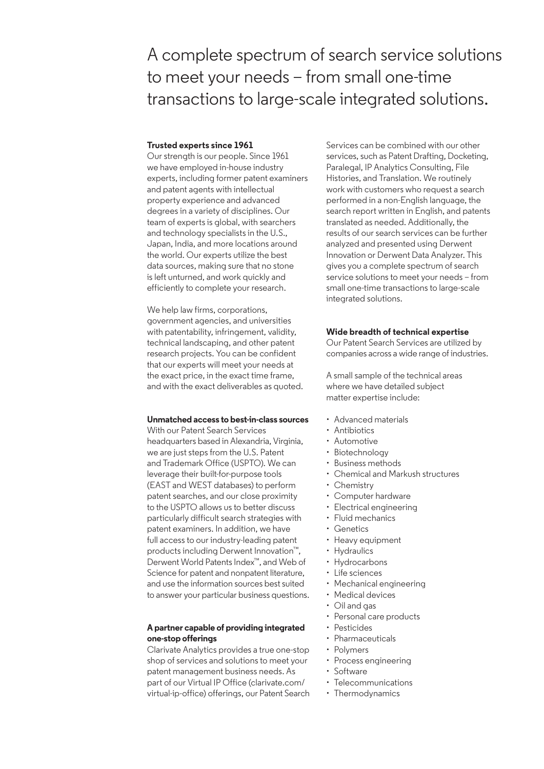# A complete spectrum of search service solutions to meet your needs – from small one-time transactions to large-scale integrated solutions.

**Trusted experts since 1961**

Our strength is our people. Since 1961 we have employed in-house industry experts, including former patent examiners and patent agents with intellectual property experience and advanced degrees in a variety of disciplines. Our team of experts is global, with searchers and technology specialists in the U.S., Japan, India, and more locations around the world. Our experts utilize the best data sources, making sure that no stone is left unturned, and work quickly and efficiently to complete your research.

We help law firms, corporations, government agencies, and universities with patentability, infringement, validity, technical landscaping, and other patent research projects. You can be confident that our experts will meet your needs at the exact price, in the exact time frame, and with the exact deliverables as quoted.

**Unmatched access to best-in-class sources**

With our Patent Search Services headquarters based in Alexandria, Virginia, we are just steps from the U.S. Patent and Trademark Office (USPTO). We can leverage their built-for-purpose tools (EAST and WEST databases) to perform patent searches, and our close proximity to the USPTO allows us to better discuss particularly difficult search strategies with patent examiners. In addition, we have full access to our industry-leading patent products including Derwent Innovation™, Derwent World Patents Index™, and Web of Science for patent and nonpatent literature, and use the information sources best suited to answer your particular business questions.

**A partner capable of providing integrated one-stop offerings**

Clarivate Analytics provides a true one-stop shop of services and solutions to meet your patent management business needs. As part of our Virtual IP Office (clarivate.com/virtual-ip-office) offerings, our Patent Search Services can be combined with our other services, such as Patent Drafting, Docketing, Paralegal, IP Analytics Consulting, File Histories, and Translation. We routinely work with customers who request a search performed in a non-English language, the search report written in English, and patents translated as needed. Additionally, the results of our search services can be further analyzed and presented using Derwent Innovation or Derwent Data Analyzer. This gives you a complete spectrum of search service solutions to meet your needs – from small one-time transactions to large-scale integrated solutions.

**Wide breadth of technical expertise**

Our Patent Search Services are utilized by companies across a wide range of industries.

A small sample of the technical areas where we have detailed subject matter expertise include:

- Advanced materials
- Antibiotics
- Automotive
- Biotechnology
- Business methods
- Chemical and Markush structures
- Chemistry
- Computer hardware
- Electrical engineering
- Fluid mechanics
- Genetics
- Heavy equipment
- Hydraulics
- Hydrocarbons
- Life sciences
- Mechanical engineering
- Medical devices
- Oil and gas
- Personal care products
- Pesticides
- Pharmaceuticals
- Polymers
- Process engineering
- Software
- Telecommunications
- Thermodynamics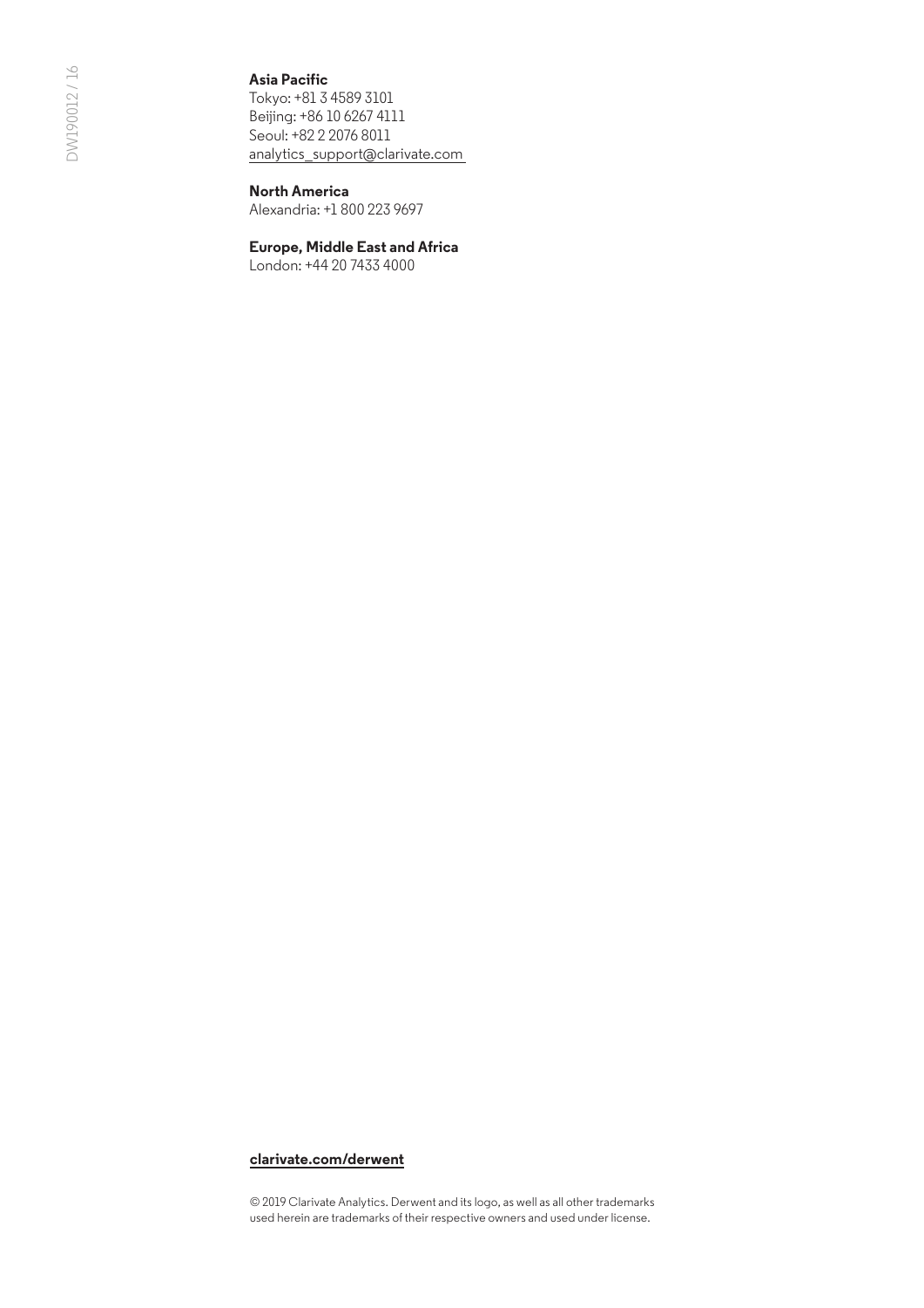**Asia Pacific**
Tokyo: +81 3 4589 3101
Beijing: +86 10 6267 4111
Seoul: +82 2 2076 8011
analytics_support@clarivate.com

**North America**
Alexandria: +1 800 223 9697

**Europe, Middle East and Africa**
London: +44 20 7433 4000

**clarivate.com/derwent**

© 2019 Clarivate Analytics. Derwent and its logo, as well as all other trademarks used herein are trademarks of their respective owners and used under license.